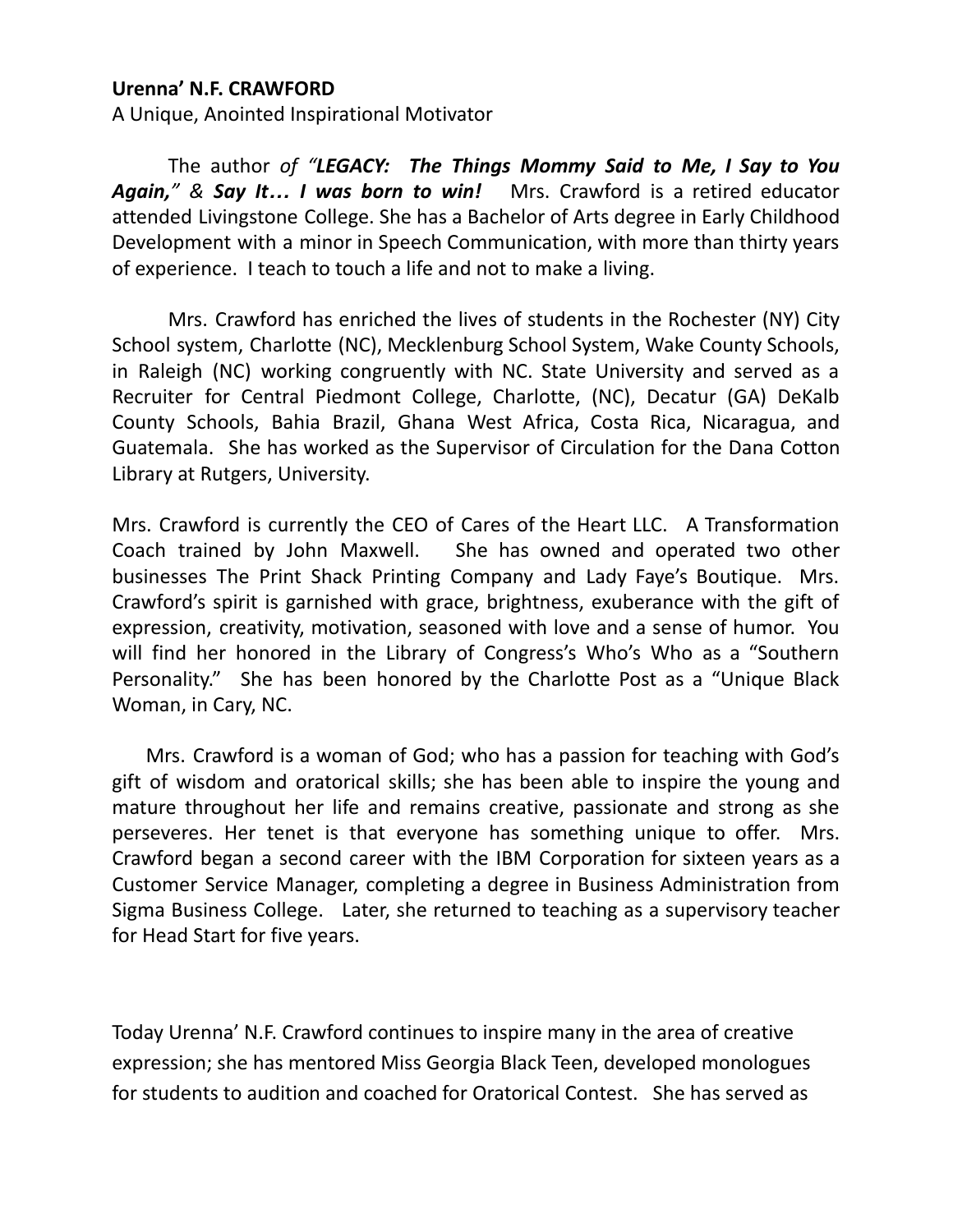**Urenna' N.F. CRAWFORD**

A Unique, Anointed Inspirational Motivator

The author *of "**LEGACY: The Things Mommy Said to Me, I Say to You Again,**" & **Say It… I was born to win!*** Mrs. Crawford is a retired educator attended Livingstone College. She has a Bachelor of Arts degree in Early Childhood Development with a minor in Speech Communication, with more than thirty years of experience. I teach to touch a life and not to make a living.

Mrs. Crawford has enriched the lives of students in the Rochester (NY) City School system, Charlotte (NC), Mecklenburg School System, Wake County Schools, in Raleigh (NC) working congruently with NC. State University and served as a Recruiter for Central Piedmont College, Charlotte, (NC), Decatur (GA) DeKalb County Schools, Bahia Brazil, Ghana West Africa, Costa Rica, Nicaragua, and Guatemala. She has worked as the Supervisor of Circulation for the Dana Cotton Library at Rutgers, University.

Mrs. Crawford is currently the CEO of Cares of the Heart LLC. A Transformation Coach trained by John Maxwell. She has owned and operated two other businesses The Print Shack Printing Company and Lady Faye's Boutique. Mrs. Crawford's spirit is garnished with grace, brightness, exuberance with the gift of expression, creativity, motivation, seasoned with love and a sense of humor. You will find her honored in the Library of Congress's Who's Who as a "Southern Personality." She has been honored by the Charlotte Post as a "Unique Black Woman, in Cary, NC.

Mrs. Crawford is a woman of God; who has a passion for teaching with God's gift of wisdom and oratorical skills; she has been able to inspire the young and mature throughout her life and remains creative, passionate and strong as she perseveres. Her tenet is that everyone has something unique to offer. Mrs. Crawford began a second career with the IBM Corporation for sixteen years as a Customer Service Manager, completing a degree in Business Administration from Sigma Business College. Later, she returned to teaching as a supervisory teacher for Head Start for five years.

Today Urenna' N.F. Crawford continues to inspire many in the area of creative expression; she has mentored Miss Georgia Black Teen, developed monologues for students to audition and coached for Oratorical Contest. She has served as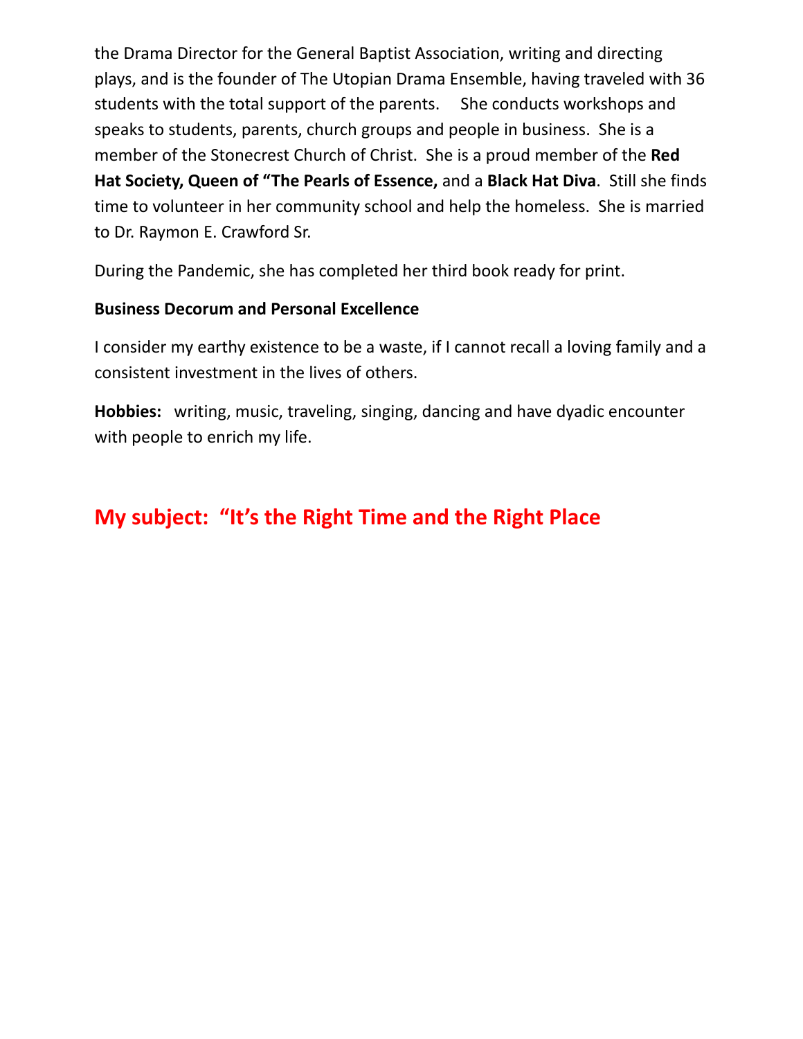the Drama Director for the General Baptist Association, writing and directing plays, and is the founder of The Utopian Drama Ensemble, having traveled with 36 students with the total support of the parents. She conducts workshops and speaks to students, parents, church groups and people in business. She is a member of the Stonecrest Church of Christ. She is a proud member of the **Red Hat Society, Queen of "The Pearls of Essence,** and a **Black Hat Diva**. Still she finds time to volunteer in her community school and help the homeless. She is married to Dr. Raymon E. Crawford Sr.

During the Pandemic, she has completed her third book ready for print.

**Business Decorum and Personal Excellence**

I consider my earthy existence to be a waste, if I cannot recall a loving family and a consistent investment in the lives of others.

**Hobbies:** writing, music, traveling, singing, dancing and have dyadic encounter with people to enrich my life.

## My subject: "It's the Right Time and the Right Place